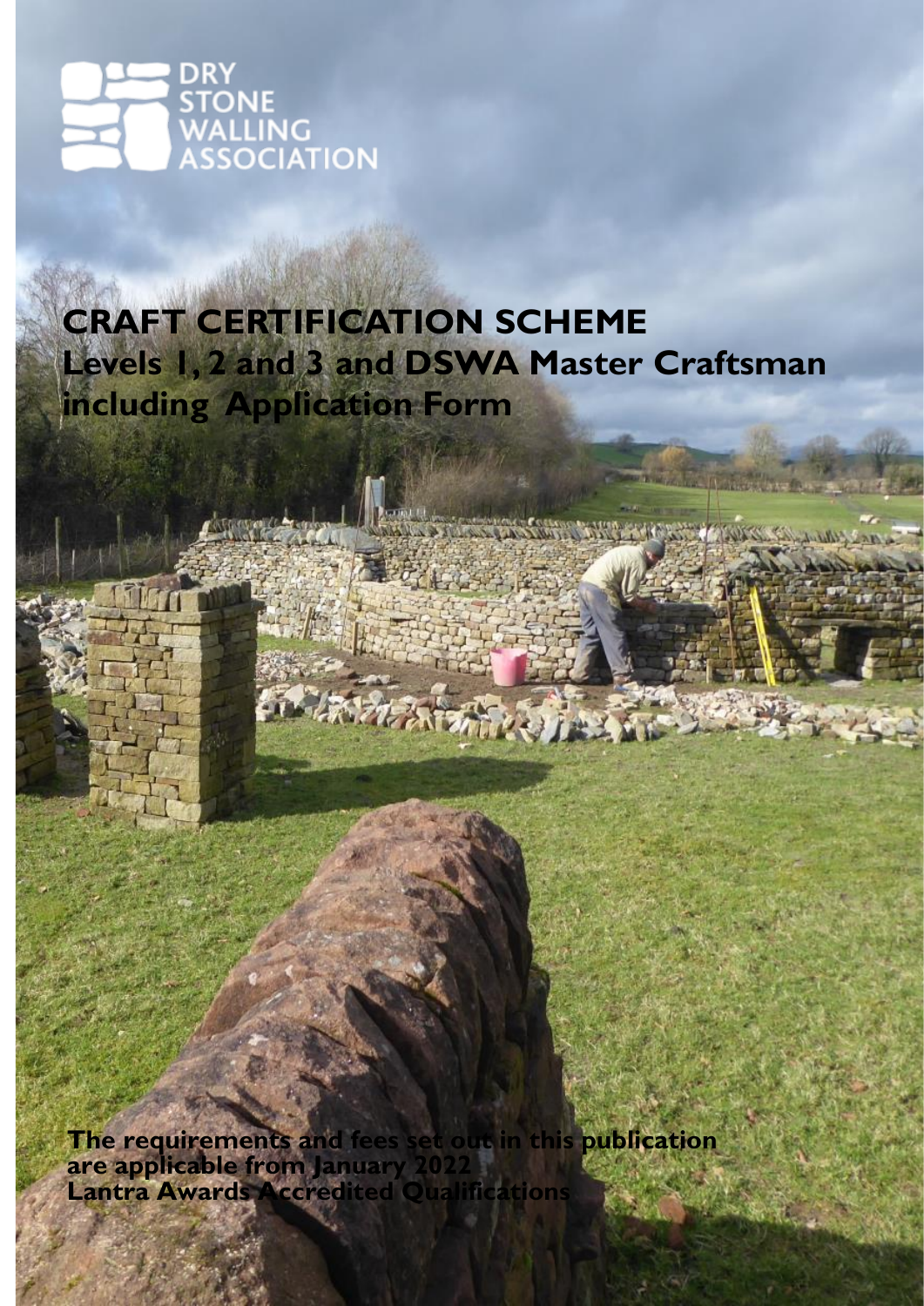DRY STONE WALLING ASSOCIATION

# CRAFT CERTIFICATION SCHEME

## Levels 1, 2 and 3 and DSWA Master Craftsman including Application Form

**The requirements and fees set out in this publication are applicable from January 2022**
**Lantra Awards Accredited Qualifications**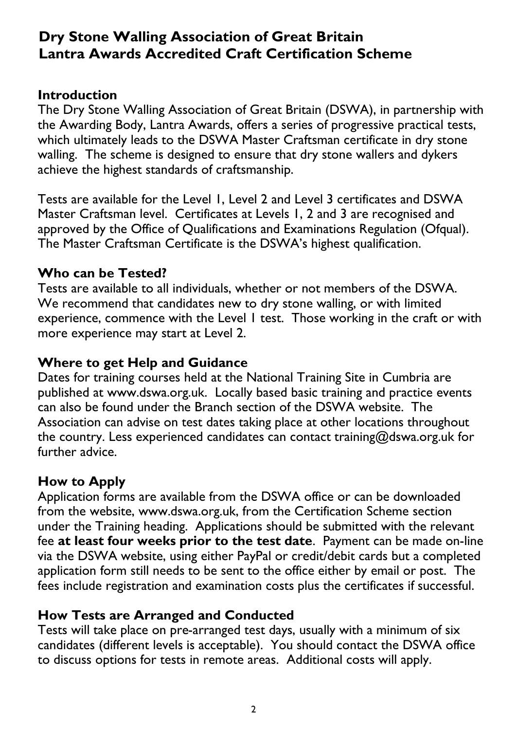# Dry Stone Walling Association of Great Britain
# Lantra Awards Accredited Craft Certification Scheme

## Introduction

The Dry Stone Walling Association of Great Britain (DSWA), in partnership with the Awarding Body, Lantra Awards, offers a series of progressive practical tests, which ultimately leads to the DSWA Master Craftsman certificate in dry stone walling. The scheme is designed to ensure that dry stone wallers and dykers achieve the highest standards of craftsmanship.

Tests are available for the Level 1, Level 2 and Level 3 certificates and DSWA Master Craftsman level. Certificates at Levels 1, 2 and 3 are recognised and approved by the Office of Qualifications and Examinations Regulation (Ofqual). The Master Craftsman Certificate is the DSWA's highest qualification.

## Who can be Tested?

Tests are available to all individuals, whether or not members of the DSWA. We recommend that candidates new to dry stone walling, or with limited experience, commence with the Level 1 test. Those working in the craft or with more experience may start at Level 2.

## Where to get Help and Guidance

Dates for training courses held at the National Training Site in Cumbria are published at www.dswa.org.uk. Locally based basic training and practice events can also be found under the Branch section of the DSWA website. The Association can advise on test dates taking place at other locations throughout the country. Less experienced candidates can contact training@dswa.org.uk for further advice.

## How to Apply

Application forms are available from the DSWA office or can be downloaded from the website, www.dswa.org.uk, from the Certification Scheme section under the Training heading. Applications should be submitted with the relevant fee **at least four weeks prior to the test date**. Payment can be made on-line via the DSWA website, using either PayPal or credit/debit cards but a completed application form still needs to be sent to the office either by email or post. The fees include registration and examination costs plus the certificates if successful.

## How Tests are Arranged and Conducted

Tests will take place on pre-arranged test days, usually with a minimum of six candidates (different levels is acceptable). You should contact the DSWA office to discuss options for tests in remote areas. Additional costs will apply.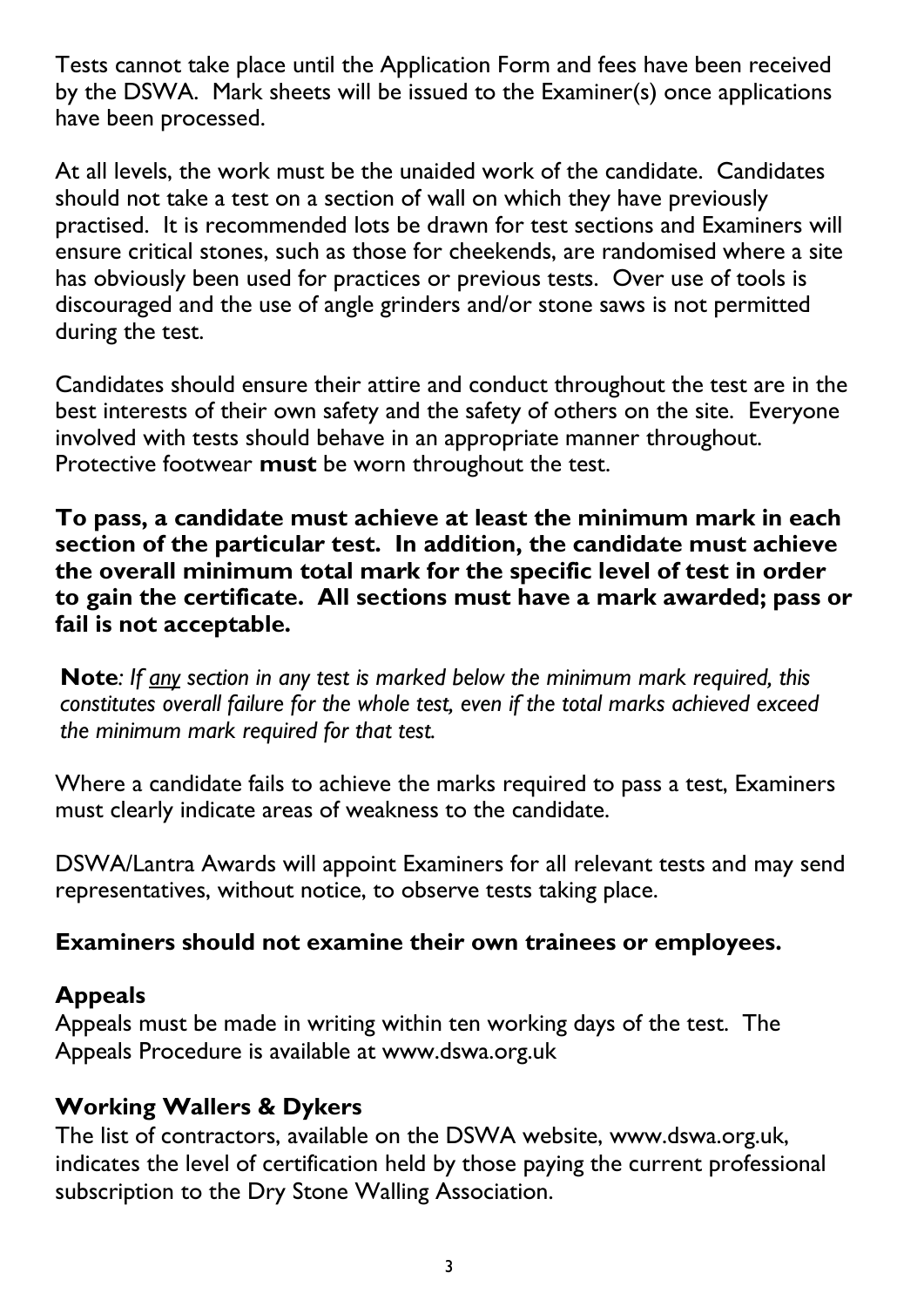Tests cannot take place until the Application Form and fees have been received by the DSWA. Mark sheets will be issued to the Examiner(s) once applications have been processed.

At all levels, the work must be the unaided work of the candidate. Candidates should not take a test on a section of wall on which they have previously practised. It is recommended lots be drawn for test sections and Examiners will ensure critical stones, such as those for cheekends, are randomised where a site has obviously been used for practices or previous tests. Over use of tools is discouraged and the use of angle grinders and/or stone saws is not permitted during the test.

Candidates should ensure their attire and conduct throughout the test are in the best interests of their own safety and the safety of others on the site. Everyone involved with tests should behave in an appropriate manner throughout. Protective footwear **must** be worn throughout the test.

**To pass, a candidate must achieve at least the minimum mark in each section of the particular test. In addition, the candidate must achieve the overall minimum total mark for the specific level of test in order to gain the certificate. All sections must have a mark awarded; pass or fail is not acceptable.**

**Note***: If <u>any</u> section in any test is marked below the minimum mark required, this constitutes overall failure for the whole test, even if the total marks achieved exceed the minimum mark required for that test.*

Where a candidate fails to achieve the marks required to pass a test, Examiners must clearly indicate areas of weakness to the candidate.

DSWA/Lantra Awards will appoint Examiners for all relevant tests and may send representatives, without notice, to observe tests taking place.

**Examiners should not examine their own trainees or employees.**

## Appeals

Appeals must be made in writing within ten working days of the test. The Appeals Procedure is available at www.dswa.org.uk

## Working Wallers & Dykers

The list of contractors, available on the DSWA website, www.dswa.org.uk, indicates the level of certification held by those paying the current professional subscription to the Dry Stone Walling Association.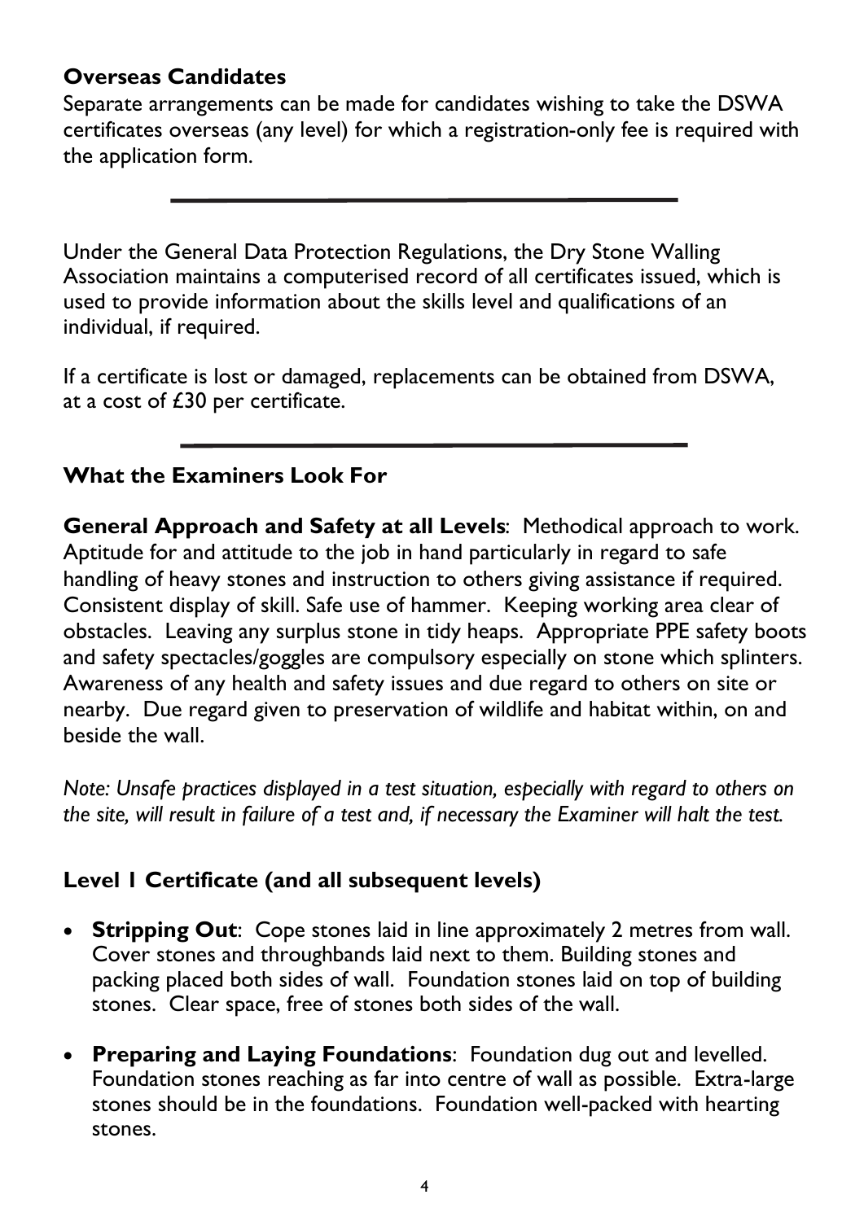### Overseas Candidates

Separate arrangements can be made for candidates wishing to take the DSWA certificates overseas (any level) for which a registration-only fee is required with the application form.

---

Under the General Data Protection Regulations, the Dry Stone Walling Association maintains a computerised record of all certificates issued, which is used to provide information about the skills level and qualifications of an individual, if required.

If a certificate is lost or damaged, replacements can be obtained from DSWA, at a cost of £30 per certificate.

---

### What the Examiners Look For

**General Approach and Safety at all Levels**: Methodical approach to work. Aptitude for and attitude to the job in hand particularly in regard to safe handling of heavy stones and instruction to others giving assistance if required. Consistent display of skill. Safe use of hammer. Keeping working area clear of obstacles. Leaving any surplus stone in tidy heaps. Appropriate PPE safety boots and safety spectacles/goggles are compulsory especially on stone which splinters. Awareness of any health and safety issues and due regard to others on site or nearby. Due regard given to preservation of wildlife and habitat within, on and beside the wall.

*Note: Unsafe practices displayed in a test situation, especially with regard to others on the site, will result in failure of a test and, if necessary the Examiner will halt the test.*

### Level 1 Certificate (and all subsequent levels)

- **Stripping Out**: Cope stones laid in line approximately 2 metres from wall. Cover stones and throughbands laid next to them. Building stones and packing placed both sides of wall. Foundation stones laid on top of building stones. Clear space, free of stones both sides of the wall.
- **Preparing and Laying Foundations**: Foundation dug out and levelled. Foundation stones reaching as far into centre of wall as possible. Extra-large stones should be in the foundations. Foundation well-packed with hearting stones.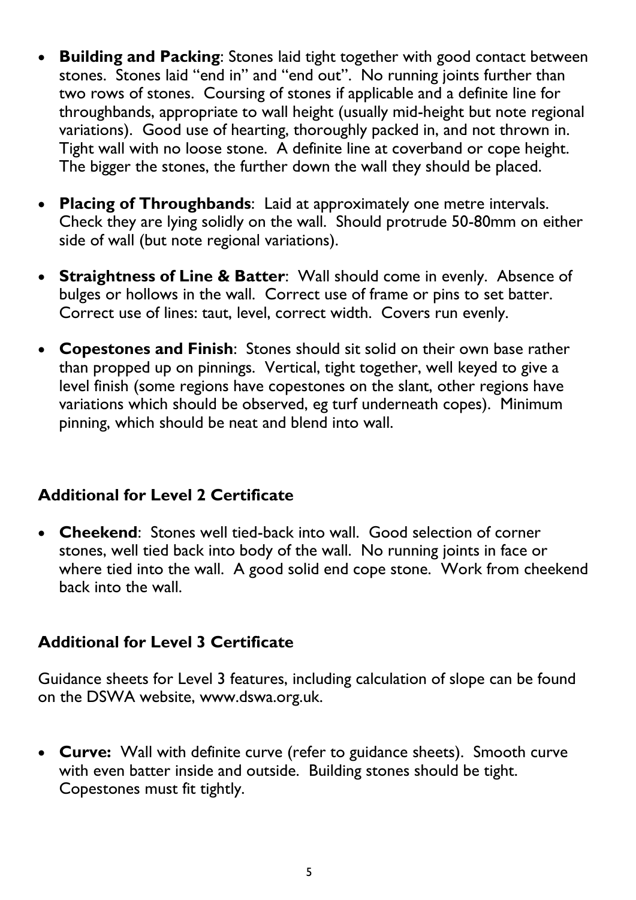- **Building and Packing**: Stones laid tight together with good contact between stones. Stones laid "end in" and "end out". No running joints further than two rows of stones. Coursing of stones if applicable and a definite line for throughbands, appropriate to wall height (usually mid-height but note regional variations). Good use of hearting, thoroughly packed in, and not thrown in. Tight wall with no loose stone. A definite line at coverband or cope height. The bigger the stones, the further down the wall they should be placed.

- **Placing of Throughbands**: Laid at approximately one metre intervals. Check they are lying solidly on the wall. Should protrude 50-80mm on either side of wall (but note regional variations).

- **Straightness of Line & Batter**: Wall should come in evenly. Absence of bulges or hollows in the wall. Correct use of frame or pins to set batter. Correct use of lines: taut, level, correct width. Covers run evenly.

- **Copestones and Finish**: Stones should sit solid on their own base rather than propped up on pinnings. Vertical, tight together, well keyed to give a level finish (some regions have copestones on the slant, other regions have variations which should be observed, eg turf underneath copes). Minimum pinning, which should be neat and blend into wall.

## Additional for Level 2 Certificate

- **Cheekend**: Stones well tied-back into wall. Good selection of corner stones, well tied back into body of the wall. No running joints in face or where tied into the wall. A good solid end cope stone. Work from cheekend back into the wall.

## Additional for Level 3 Certificate

Guidance sheets for Level 3 features, including calculation of slope can be found on the DSWA website, www.dswa.org.uk.

- **Curve:** Wall with definite curve (refer to guidance sheets). Smooth curve with even batter inside and outside. Building stones should be tight. Copestones must fit tightly.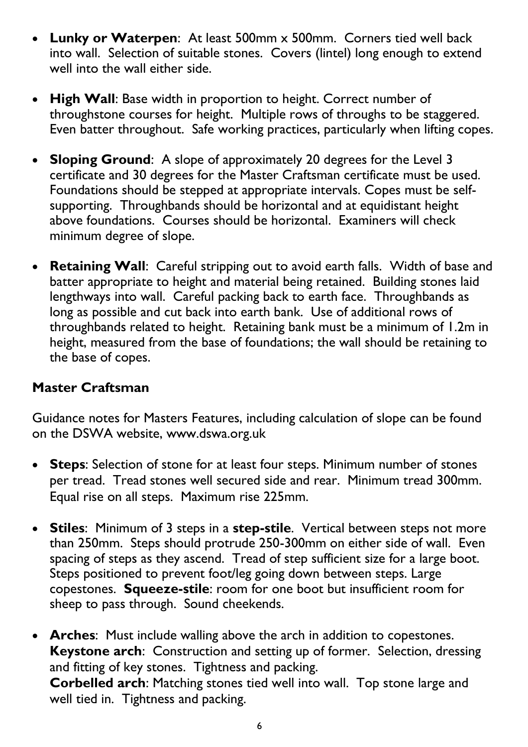- **Lunky or Waterpen**: At least 500mm x 500mm. Corners tied well back into wall. Selection of suitable stones. Covers (lintel) long enough to extend well into the wall either side.

- **High Wall**: Base width in proportion to height. Correct number of throughstone courses for height. Multiple rows of throughs to be staggered. Even batter throughout. Safe working practices, particularly when lifting copes.

- **Sloping Ground**: A slope of approximately 20 degrees for the Level 3 certificate and 30 degrees for the Master Craftsman certificate must be used. Foundations should be stepped at appropriate intervals. Copes must be self-supporting. Throughbands should be horizontal and at equidistant height above foundations. Courses should be horizontal. Examiners will check minimum degree of slope.

- **Retaining Wall**: Careful stripping out to avoid earth falls. Width of base and batter appropriate to height and material being retained. Building stones laid lengthways into wall. Careful packing back to earth face. Throughbands as long as possible and cut back into earth bank. Use of additional rows of throughbands related to height. Retaining bank must be a minimum of 1.2m in height, measured from the base of foundations; the wall should be retaining to the base of copes.

## Master Craftsman

Guidance notes for Masters Features, including calculation of slope can be found on the DSWA website, www.dswa.org.uk

- **Steps**: Selection of stone for at least four steps. Minimum number of stones per tread. Tread stones well secured side and rear. Minimum tread 300mm. Equal rise on all steps. Maximum rise 225mm.

- **Stiles**: Minimum of 3 steps in a **step-stile**. Vertical between steps not more than 250mm. Steps should protrude 250-300mm on either side of wall. Even spacing of steps as they ascend. Tread of step sufficient size for a large boot. Steps positioned to prevent foot/leg going down between steps. Large copestones. **Squeeze-stile**: room for one boot but insufficient room for sheep to pass through. Sound cheekends.

- **Arches**: Must include walling above the arch in addition to copestones.
  **Keystone arch**: Construction and setting up of former. Selection, dressing and fitting of key stones. Tightness and packing.
  **Corbelled arch**: Matching stones tied well into wall. Top stone large and well tied in. Tightness and packing.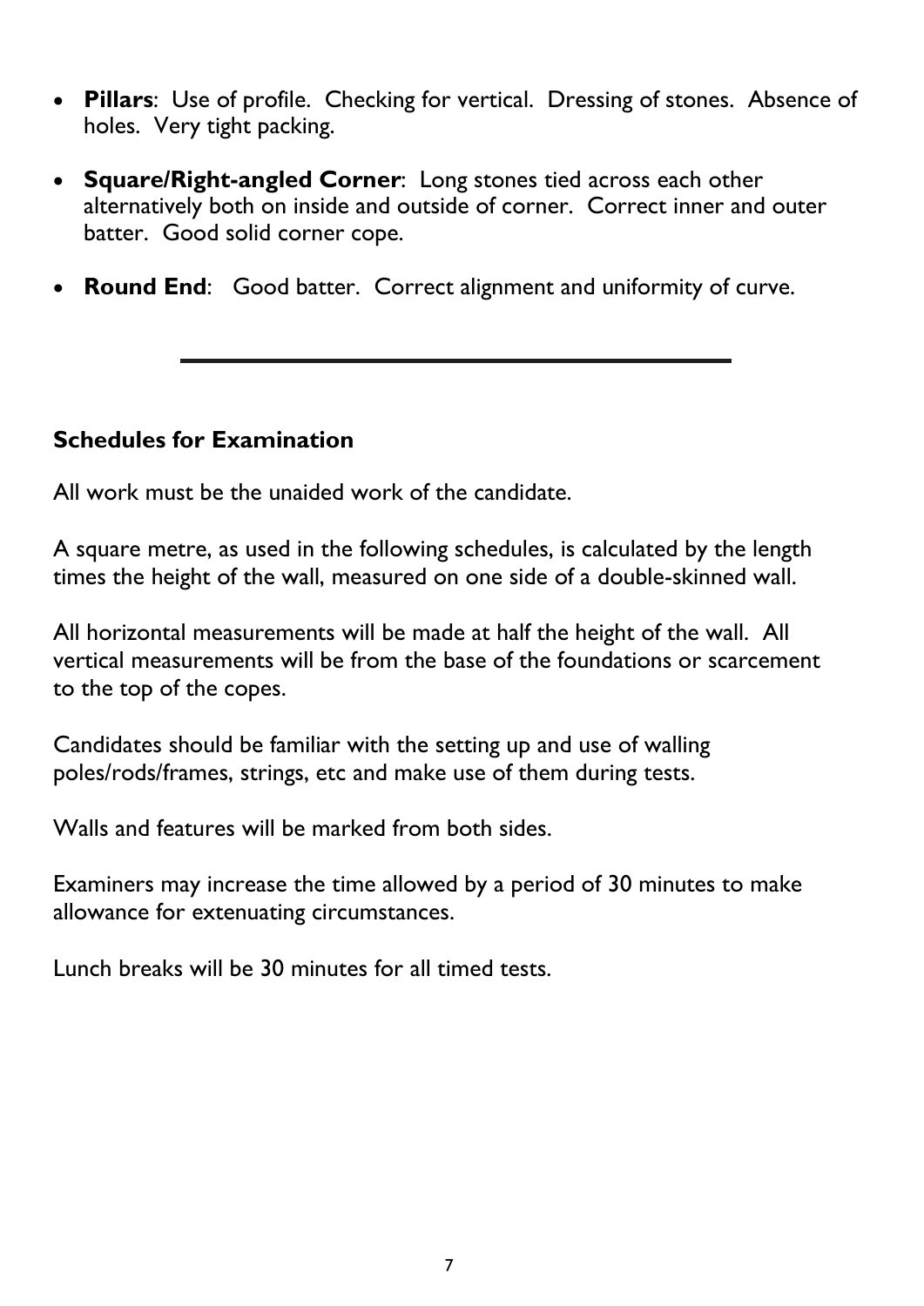- **Pillars**: Use of profile. Checking for vertical. Dressing of stones. Absence of holes. Very tight packing.
- **Square/Right-angled Corner**: Long stones tied across each other alternatively both on inside and outside of corner. Correct inner and outer batter. Good solid corner cope.
- **Round End**: Good batter. Correct alignment and uniformity of curve.

---

## Schedules for Examination

All work must be the unaided work of the candidate.

A square metre, as used in the following schedules, is calculated by the length times the height of the wall, measured on one side of a double-skinned wall.

All horizontal measurements will be made at half the height of the wall. All vertical measurements will be from the base of the foundations or scarcement to the top of the copes.

Candidates should be familiar with the setting up and use of walling poles/rods/frames, strings, etc and make use of them during tests.

Walls and features will be marked from both sides.

Examiners may increase the time allowed by a period of 30 minutes to make allowance for extenuating circumstances.

Lunch breaks will be 30 minutes for all timed tests.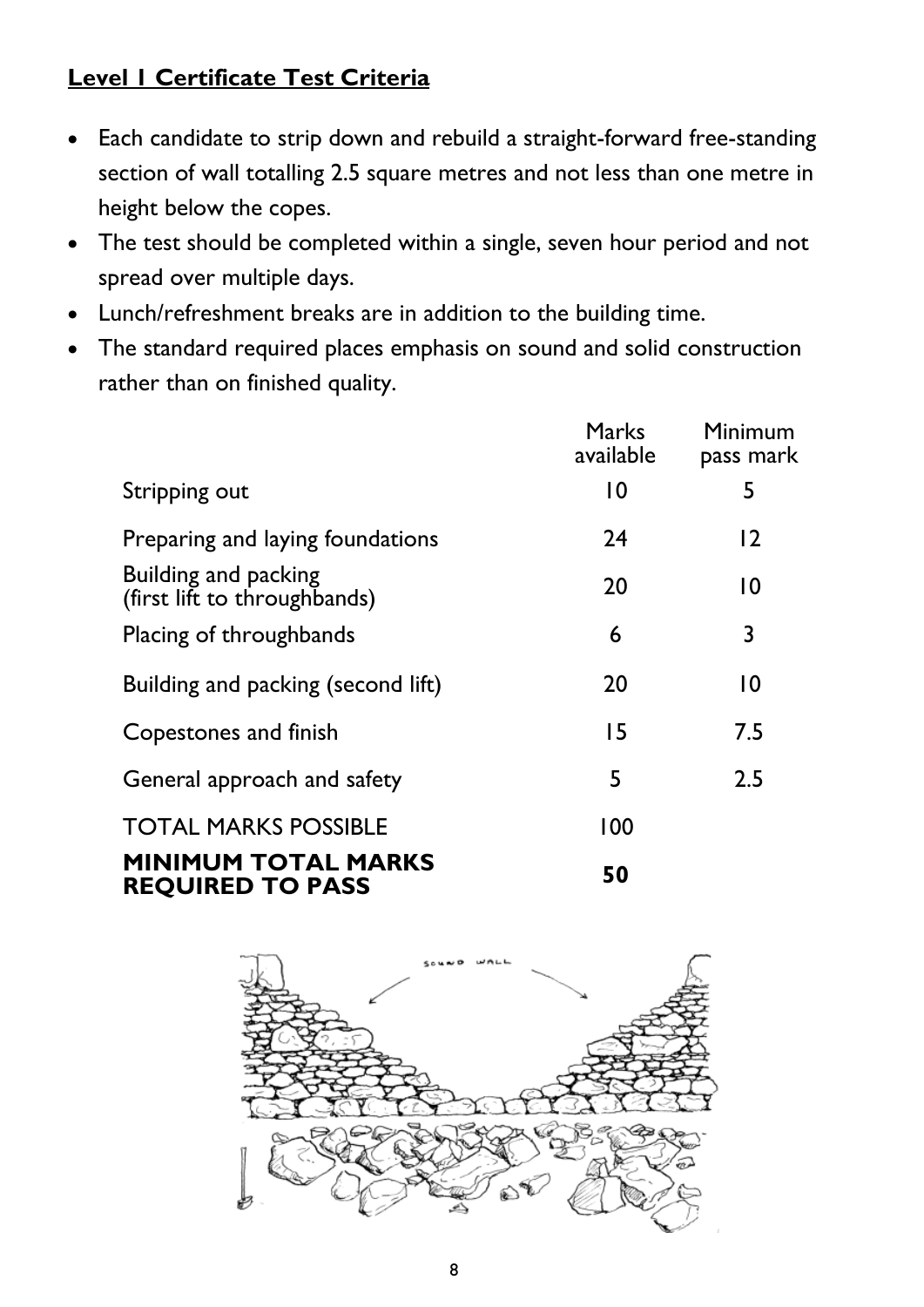## Level 1 Certificate Test Criteria

- Each candidate to strip down and rebuild a straight-forward free-standing section of wall totalling 2.5 square metres and not less than one metre in height below the copes.
- The test should be completed within a single, seven hour period and not spread over multiple days.
- Lunch/refreshment breaks are in addition to the building time.
- The standard required places emphasis on sound and solid construction rather than on finished quality.

| | Marks available | Minimum pass mark |
|---|---|---|
| Stripping out | 10 | 5 |
| Preparing and laying foundations | 24 | 12 |
| Building and packing (first lift to throughbands) | 20 | 10 |
| Placing of throughbands | 6 | 3 |
| Building and packing (second lift) | 20 | 10 |
| Copestones and finish | 15 | 7.5 |
| General approach and safety | 5 | 2.5 |
| TOTAL MARKS POSSIBLE | 100 | |
| **MINIMUM TOTAL MARKS REQUIRED TO PASS** | **50** | |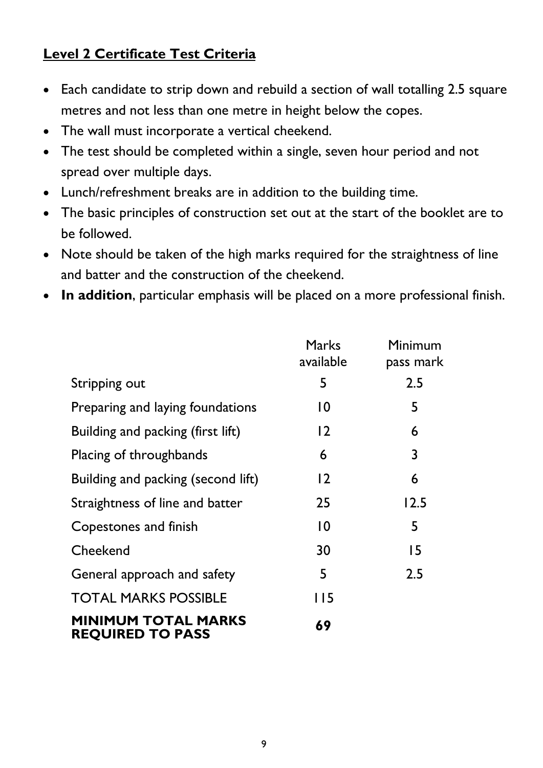## Level 2 Certificate Test Criteria

- Each candidate to strip down and rebuild a section of wall totalling 2.5 square metres and not less than one metre in height below the copes.
- The wall must incorporate a vertical cheekend.
- The test should be completed within a single, seven hour period and not spread over multiple days.
- Lunch/refreshment breaks are in addition to the building time.
- The basic principles of construction set out at the start of the booklet are to be followed.
- Note should be taken of the high marks required for the straightness of line and batter and the construction of the cheekend.
- **In addition**, particular emphasis will be placed on a more professional finish.

| | Marks available | Minimum pass mark |
|---|---|---|
| Stripping out | 5 | 2.5 |
| Preparing and laying foundations | 10 | 5 |
| Building and packing (first lift) | 12 | 6 |
| Placing of throughbands | 6 | 3 |
| Building and packing (second lift) | 12 | 6 |
| Straightness of line and batter | 25 | 12.5 |
| Copestones and finish | 10 | 5 |
| Cheekend | 30 | 15 |
| General approach and safety | 5 | 2.5 |
| TOTAL MARKS POSSIBLE | 115 | |
| **MINIMUM TOTAL MARKS REQUIRED TO PASS** | **69** | |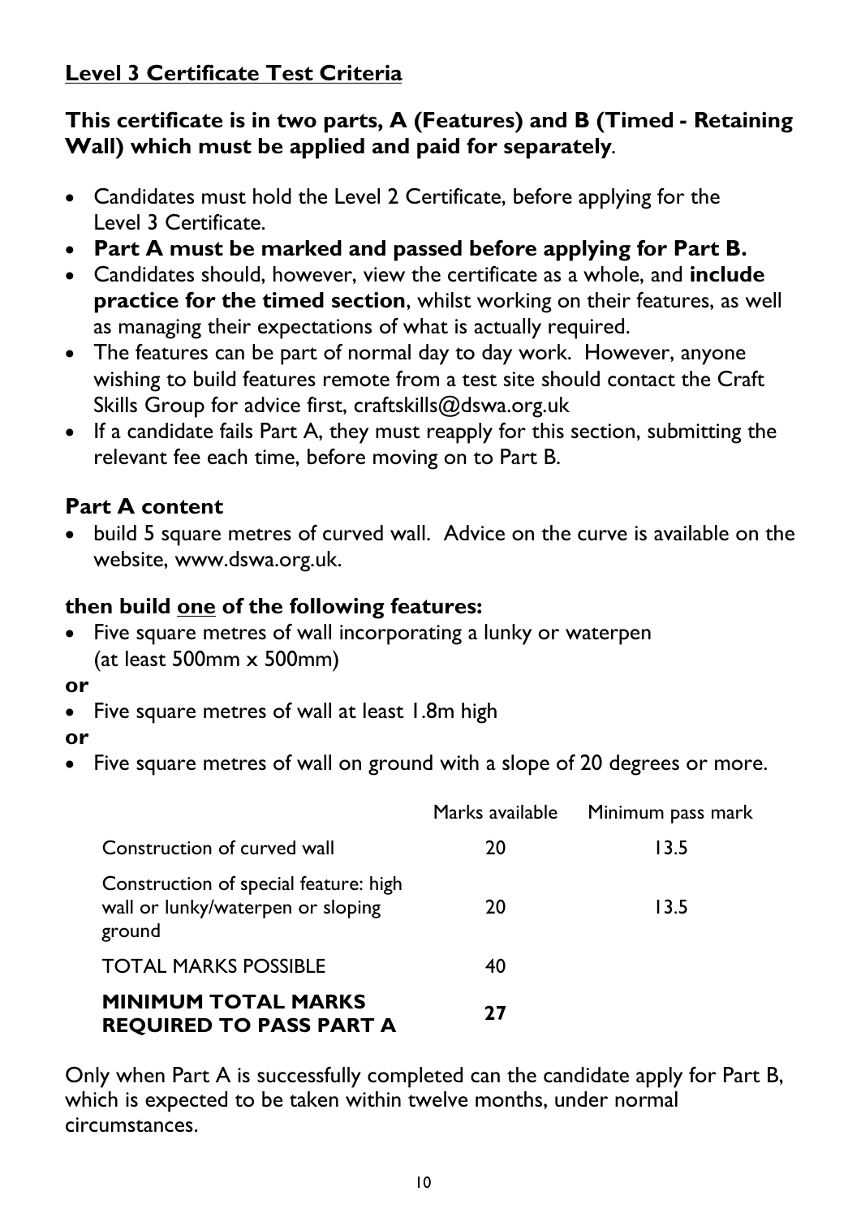## Level 3 Certificate Test Criteria

**This certificate is in two parts, A (Features) and B (Timed - Retaining Wall) which must be applied and paid for separately**.

- Candidates must hold the Level 2 Certificate, before applying for the Level 3 Certificate.
- **Part A must be marked and passed before applying for Part B.**
- Candidates should, however, view the certificate as a whole, and **include practice for the timed section**, whilst working on their features, as well as managing their expectations of what is actually required.
- The features can be part of normal day to day work. However, anyone wishing to build features remote from a test site should contact the Craft Skills Group for advice first, craftskills@dswa.org.uk
- If a candidate fails Part A, they must reapply for this section, submitting the relevant fee each time, before moving on to Part B.

### Part A content

- build 5 square metres of curved wall. Advice on the curve is available on the website, www.dswa.org.uk.

### then build one of the following features:

- Five square metres of wall incorporating a lunky or waterpen (at least 500mm x 500mm)

**or**

- Five square metres of wall at least 1.8m high

**or**

- Five square metres of wall on ground with a slope of 20 degrees or more.

| | Marks available | Minimum pass mark |
|---|---|---|
| Construction of curved wall | 20 | 13.5 |
| Construction of special feature: high wall or lunky/waterpen or sloping ground | 20 | 13.5 |
| TOTAL MARKS POSSIBLE | 40 | |
| **MINIMUM TOTAL MARKS REQUIRED TO PASS PART A** | **27** | |

Only when Part A is successfully completed can the candidate apply for Part B, which is expected to be taken within twelve months, under normal circumstances.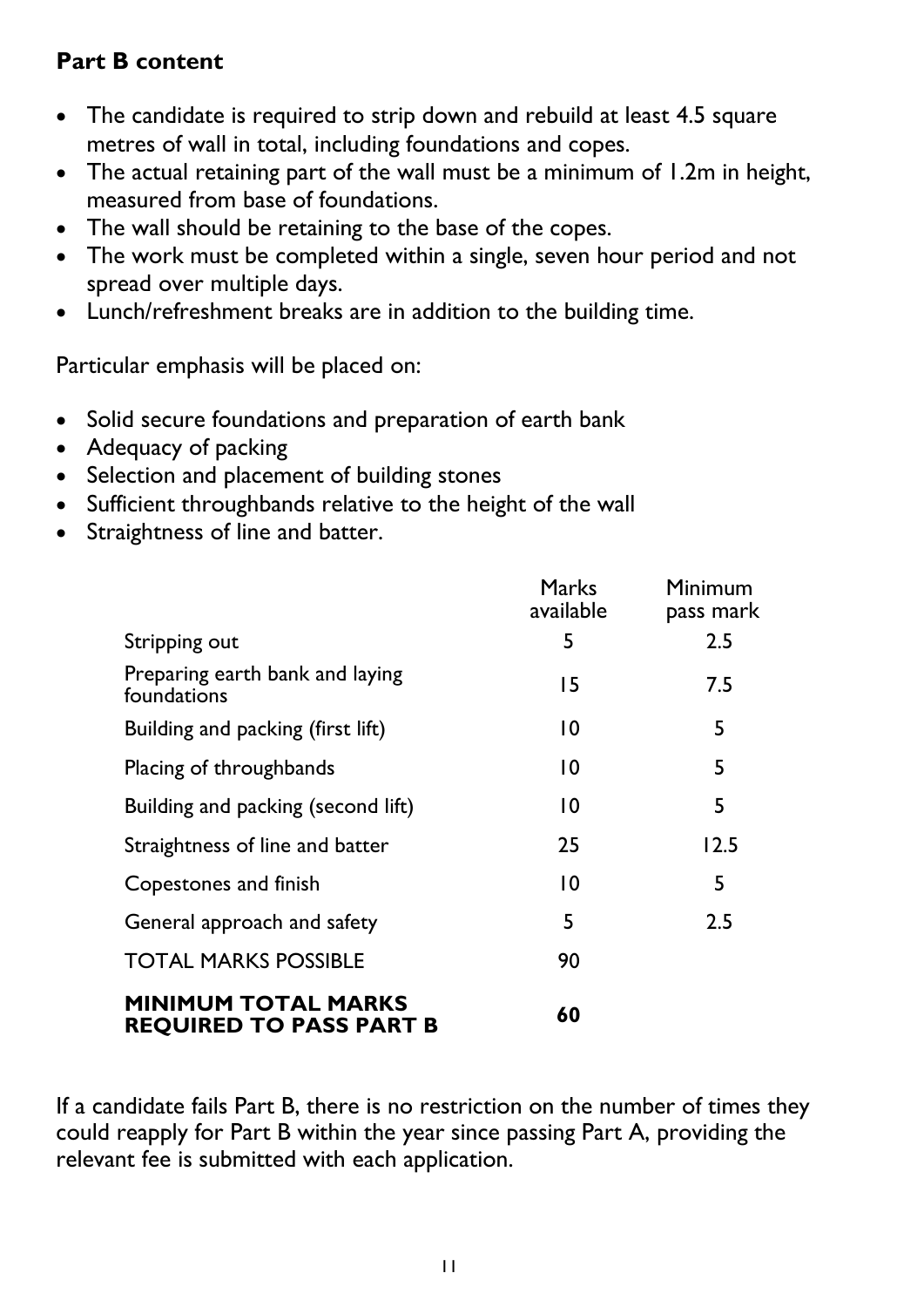**Part B content**

- The candidate is required to strip down and rebuild at least 4.5 square metres of wall in total, including foundations and copes.
- The actual retaining part of the wall must be a minimum of 1.2m in height, measured from base of foundations.
- The wall should be retaining to the base of the copes.
- The work must be completed within a single, seven hour period and not spread over multiple days.
- Lunch/refreshment breaks are in addition to the building time.

Particular emphasis will be placed on:

- Solid secure foundations and preparation of earth bank
- Adequacy of packing
- Selection and placement of building stones
- Sufficient throughbands relative to the height of the wall
- Straightness of line and batter.

| | Marks available | Minimum pass mark |
|---|---|---|
| Stripping out | 5 | 2.5 |
| Preparing earth bank and laying foundations | 15 | 7.5 |
| Building and packing (first lift) | 10 | 5 |
| Placing of throughbands | 10 | 5 |
| Building and packing (second lift) | 10 | 5 |
| Straightness of line and batter | 25 | 12.5 |
| Copestones and finish | 10 | 5 |
| General approach and safety | 5 | 2.5 |
| TOTAL MARKS POSSIBLE | 90 | |
| **MINIMUM TOTAL MARKS REQUIRED TO PASS PART B** | **60** | |

If a candidate fails Part B, there is no restriction on the number of times they could reapply for Part B within the year since passing Part A, providing the relevant fee is submitted with each application.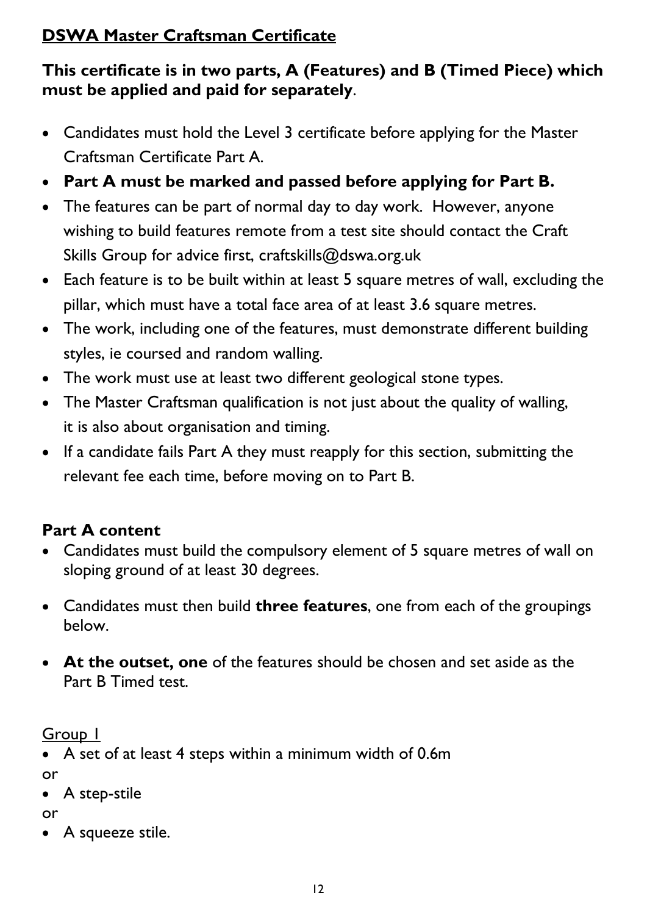## **DSWA Master Craftsman Certificate**

**This certificate is in two parts, A (Features) and B (Timed Piece) which must be applied and paid for separately**.

- Candidates must hold the Level 3 certificate before applying for the Master Craftsman Certificate Part A.
- **Part A must be marked and passed before applying for Part B.**
- The features can be part of normal day to day work. However, anyone wishing to build features remote from a test site should contact the Craft Skills Group for advice first, craftskills@dswa.org.uk
- Each feature is to be built within at least 5 square metres of wall, excluding the pillar, which must have a total face area of at least 3.6 square metres.
- The work, including one of the features, must demonstrate different building styles, ie coursed and random walling.
- The work must use at least two different geological stone types.
- The Master Craftsman qualification is not just about the quality of walling, it is also about organisation and timing.
- If a candidate fails Part A they must reapply for this section, submitting the relevant fee each time, before moving on to Part B.

### **Part A content**

- Candidates must build the compulsory element of 5 square metres of wall on sloping ground of at least 30 degrees.
- Candidates must then build **three features**, one from each of the groupings below.
- **At the outset, one** of the features should be chosen and set aside as the Part B Timed test.

Group 1

- A set of at least 4 steps within a minimum width of 0.6m

or

- A step-stile

or

- A squeeze stile.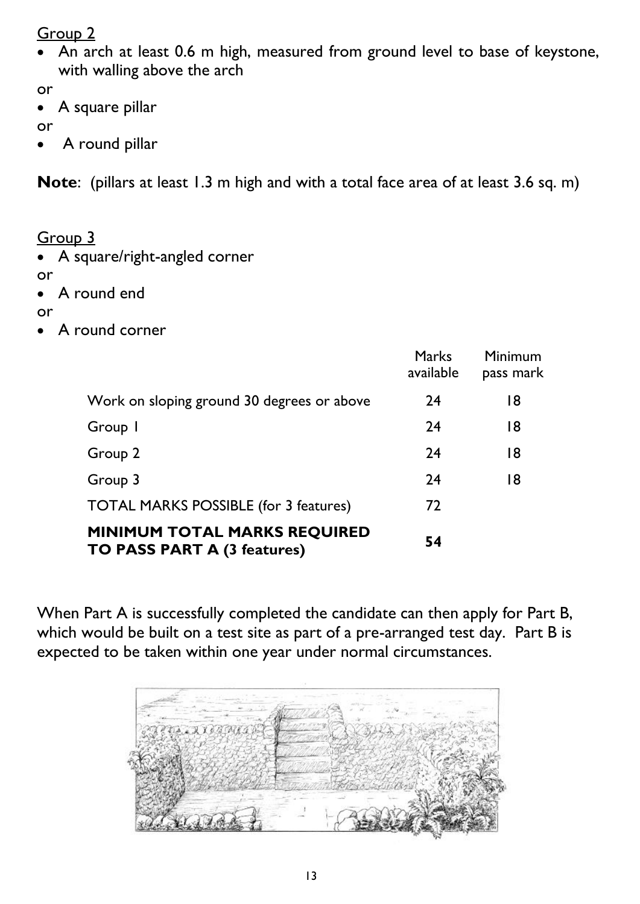Group 2

- An arch at least 0.6 m high, measured from ground level to base of keystone, with walling above the arch

or

- A square pillar

or

- A round pillar

**Note**: (pillars at least 1.3 m high and with a total face area of at least 3.6 sq. m)

Group 3

- A square/right-angled corner

or

- A round end

or

- A round corner

| | Marks available | Minimum pass mark |
|---|---|---|
| Work on sloping ground 30 degrees or above | 24 | 18 |
| Group 1 | 24 | 18 |
| Group 2 | 24 | 18 |
| Group 3 | 24 | 18 |
| TOTAL MARKS POSSIBLE (for 3 features) | 72 | |
| **MINIMUM TOTAL MARKS REQUIRED TO PASS PART A (3 features)** | **54** | |

When Part A is successfully completed the candidate can then apply for Part B, which would be built on a test site as part of a pre-arranged test day. Part B is expected to be taken within one year under normal circumstances.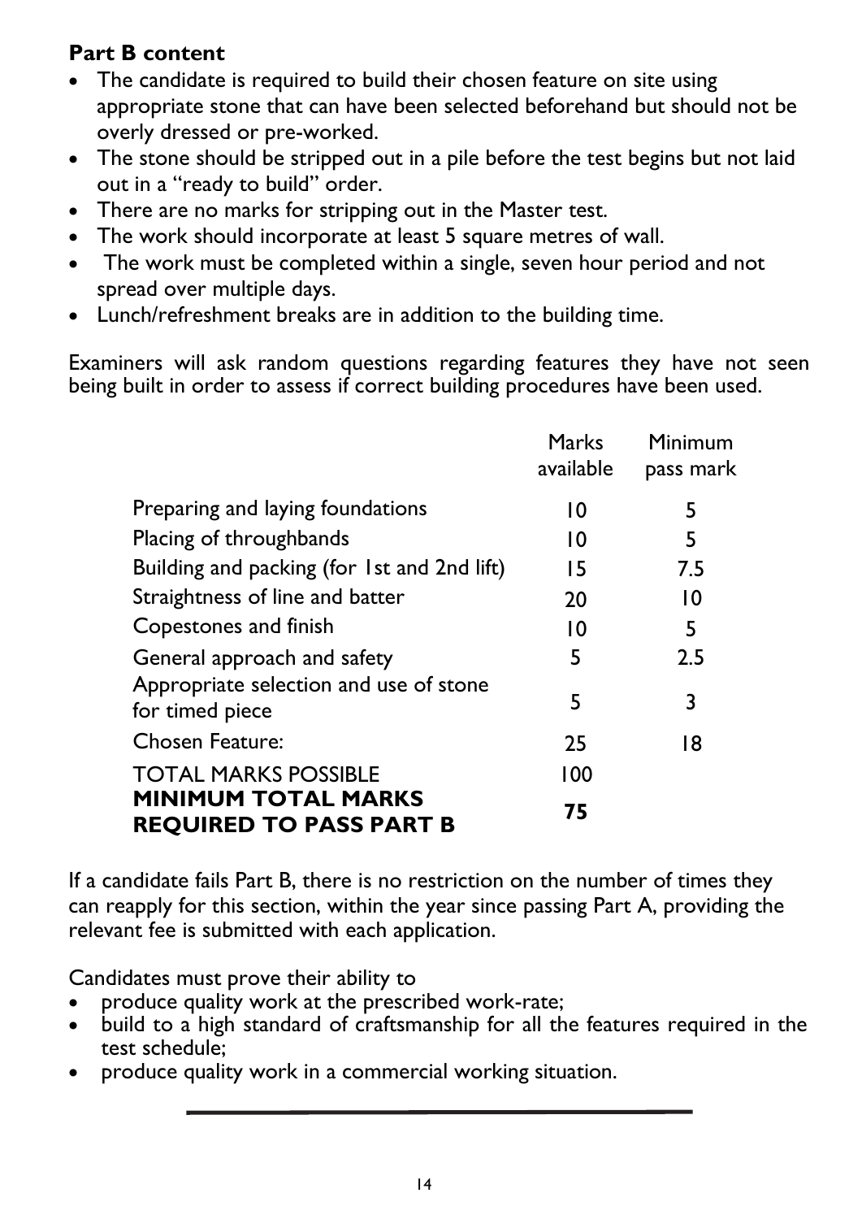**Part B content**

- The candidate is required to build their chosen feature on site using appropriate stone that can have been selected beforehand but should not be overly dressed or pre-worked.
- The stone should be stripped out in a pile before the test begins but not laid out in a "ready to build" order.
- There are no marks for stripping out in the Master test.
- The work should incorporate at least 5 square metres of wall.
- The work must be completed within a single, seven hour period and not spread over multiple days.
- Lunch/refreshment breaks are in addition to the building time.

Examiners will ask random questions regarding features they have not seen being built in order to assess if correct building procedures have been used.

| | Marks available | Minimum pass mark |
|---|---|---|
| Preparing and laying foundations | 10 | 5 |
| Placing of throughbands | 10 | 5 |
| Building and packing (for 1st and 2nd lift) | 15 | 7.5 |
| Straightness of line and batter | 20 | 10 |
| Copestones and finish | 10 | 5 |
| General approach and safety | 5 | 2.5 |
| Appropriate selection and use of stone for timed piece | 5 | 3 |
| Chosen Feature: | 25 | 18 |
| TOTAL MARKS POSSIBLE | 100 | |
| **MINIMUM TOTAL MARKS REQUIRED TO PASS PART B** | **75** | |

If a candidate fails Part B, there is no restriction on the number of times they can reapply for this section, within the year since passing Part A, providing the relevant fee is submitted with each application.

Candidates must prove their ability to

- produce quality work at the prescribed work-rate;
- build to a high standard of craftsmanship for all the features required in the test schedule;
- produce quality work in a commercial working situation.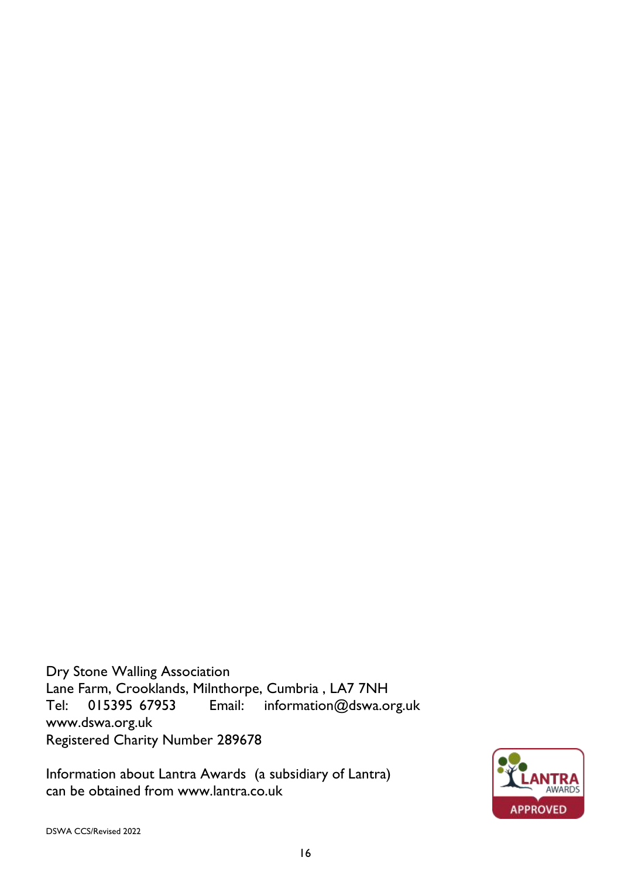Dry Stone Walling Association
Lane Farm, Crooklands, Milnthorpe, Cumbria , LA7 7NH
Tel: 015395 67953 Email: information@dswa.org.uk
www.dswa.org.uk
Registered Charity Number 289678

Information about Lantra Awards (a subsidiary of Lantra) can be obtained from www.lantra.co.uk

DSWA CCS/Revised 2022